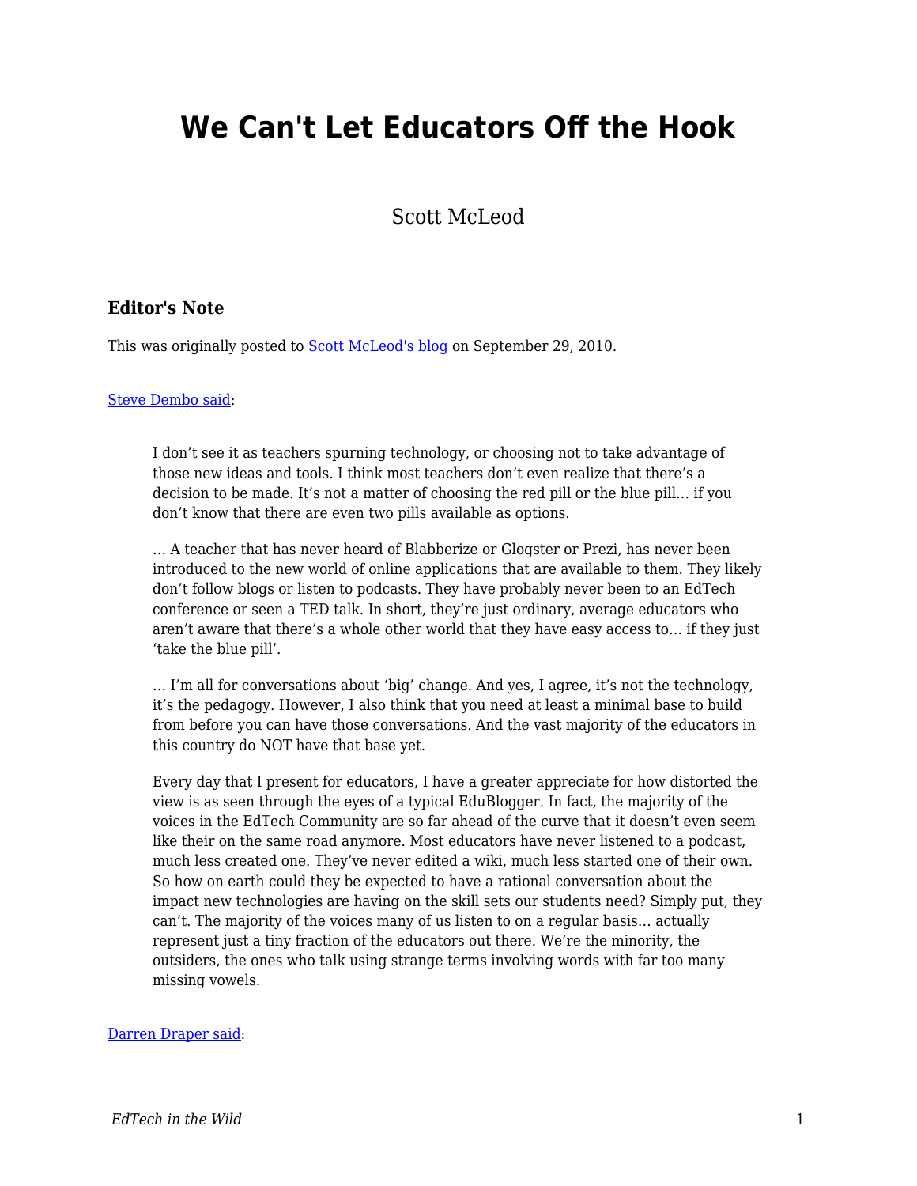# We Can't Let Educators Off the Hook

Scott McLeod

### Editor's Note

This was originally posted to Scott McLeod's blog on September 29, 2010.

Steve Dembo said:

> I don't see it as teachers spurning technology, or choosing not to take advantage of those new ideas and tools. I think most teachers don't even realize that there's a decision to be made. It's not a matter of choosing the red pill or the blue pill… if you don't know that there are even two pills available as options.
>
> … A teacher that has never heard of Blabberize or Glogster or Prezi, has never been introduced to the new world of online applications that are available to them. They likely don't follow blogs or listen to podcasts. They have probably never been to an EdTech conference or seen a TED talk. In short, they're just ordinary, average educators who aren't aware that there's a whole other world that they have easy access to… if they just 'take the blue pill'.
>
> … I'm all for conversations about 'big' change. And yes, I agree, it's not the technology, it's the pedagogy. However, I also think that you need at least a minimal base to build from before you can have those conversations. And the vast majority of the educators in this country do NOT have that base yet.
>
> Every day that I present for educators, I have a greater appreciate for how distorted the view is as seen through the eyes of a typical EduBlogger. In fact, the majority of the voices in the EdTech Community are so far ahead of the curve that it doesn't even seem like their on the same road anymore. Most educators have never listened to a podcast, much less created one. They've never edited a wiki, much less started one of their own. So how on earth could they be expected to have a rational conversation about the impact new technologies are having on the skill sets our students need? Simply put, they can't. The majority of the voices many of us listen to on a regular basis… actually represent just a tiny fraction of the educators out there. We're the minority, the outsiders, the ones who talk using strange terms involving words with far too many missing vowels.

Darren Draper said: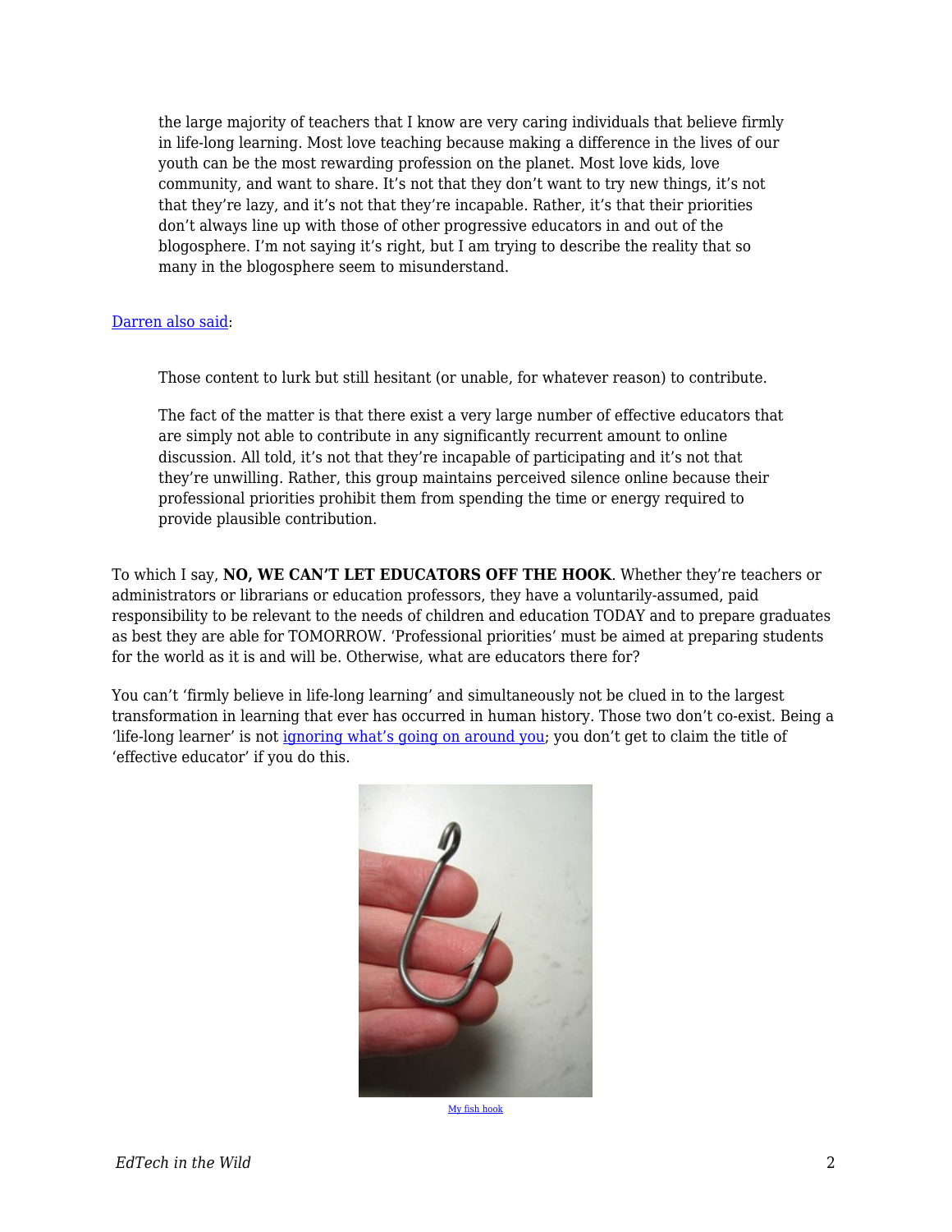> the large majority of teachers that I know are very caring individuals that believe firmly in life-long learning. Most love teaching because making a difference in the lives of our youth can be the most rewarding profession on the planet. Most love kids, love community, and want to share. It's not that they don't want to try new things, it's not that they're lazy, and it's not that they're incapable. Rather, it's that their priorities don't always line up with those of other progressive educators in and out of the blogosphere. I'm not saying it's right, but I am trying to describe the reality that so many in the blogosphere seem to misunderstand.

Darren also said:

> Those content to lurk but still hesitant (or unable, for whatever reason) to contribute.
>
> The fact of the matter is that there exist a very large number of effective educators that are simply not able to contribute in any significantly recurrent amount to online discussion. All told, it's not that they're incapable of participating and it's not that they're unwilling. Rather, this group maintains perceived silence online because their professional priorities prohibit them from spending the time or energy required to provide plausible contribution.

To which I say, **NO, WE CAN'T LET EDUCATORS OFF THE HOOK**. Whether they're teachers or administrators or librarians or education professors, they have a voluntarily-assumed, paid responsibility to be relevant to the needs of children and education TODAY and to prepare graduates as best they are able for TOMORROW. 'Professional priorities' must be aimed at preparing students for the world as it is and will be. Otherwise, what are educators there for?

You can't 'firmly believe in life-long learning' and simultaneously not be clued in to the largest transformation in learning that ever has occurred in human history. Those two don't co-exist. Being a 'life-long learner' is not ignoring what's going on around you; you don't get to claim the title of 'effective educator' if you do this.

My fish hook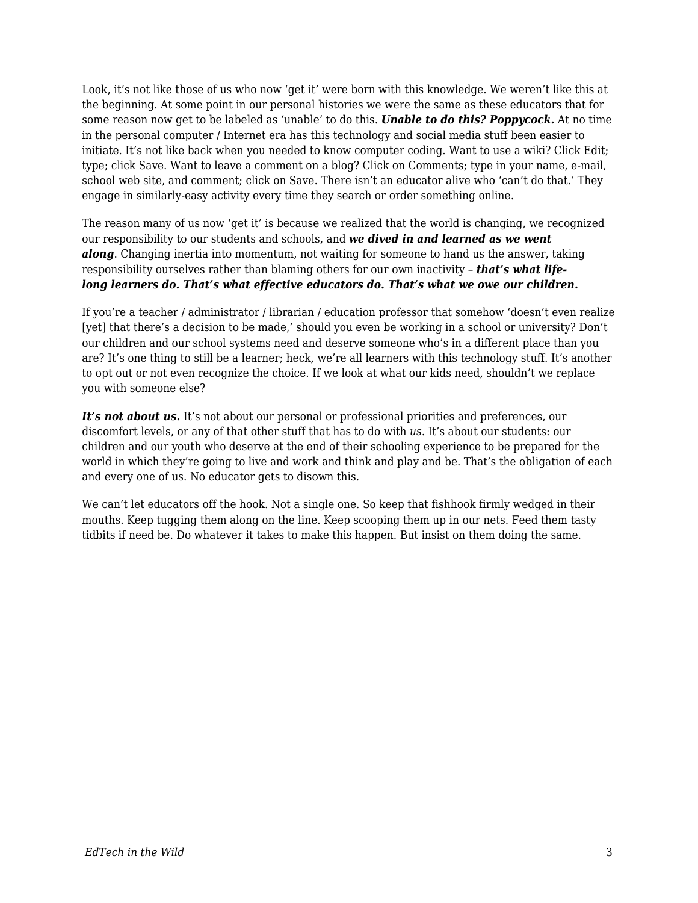Look, it's not like those of us who now 'get it' were born with this knowledge. We weren't like this at the beginning. At some point in our personal histories we were the same as these educators that for some reason now get to be labeled as 'unable' to do this. ***Unable to do this? Poppycock.*** At no time in the personal computer / Internet era has this technology and social media stuff been easier to initiate. It's not like back when you needed to know computer coding. Want to use a wiki? Click Edit; type; click Save. Want to leave a comment on a blog? Click on Comments; type in your name, e-mail, school web site, and comment; click on Save. There isn't an educator alive who 'can't do that.' They engage in similarly-easy activity every time they search or order something online.

The reason many of us now 'get it' is because we realized that the world is changing, we recognized our responsibility to our students and schools, and ***we dived in and learned as we went along***. Changing inertia into momentum, not waiting for someone to hand us the answer, taking responsibility ourselves rather than blaming others for our own inactivity – ***that's what life-long learners do. That's what effective educators do. That's what we owe our children.***

If you're a teacher / administrator / librarian / education professor that somehow 'doesn't even realize [yet] that there's a decision to be made,' should you even be working in a school or university? Don't our children and our school systems need and deserve someone who's in a different place than you are? It's one thing to still be a learner; heck, we're all learners with this technology stuff. It's another to opt out or not even recognize the choice. If we look at what our kids need, shouldn't we replace you with someone else?

***It's not about us.*** It's not about our personal or professional priorities and preferences, our discomfort levels, or any of that other stuff that has to do with *us*. It's about our students: our children and our youth who deserve at the end of their schooling experience to be prepared for the world in which they're going to live and work and think and play and be. That's the obligation of each and every one of us. No educator gets to disown this.

We can't let educators off the hook. Not a single one. So keep that fishhook firmly wedged in their mouths. Keep tugging them along on the line. Keep scooping them up in our nets. Feed them tasty tidbits if need be. Do whatever it takes to make this happen. But insist on them doing the same.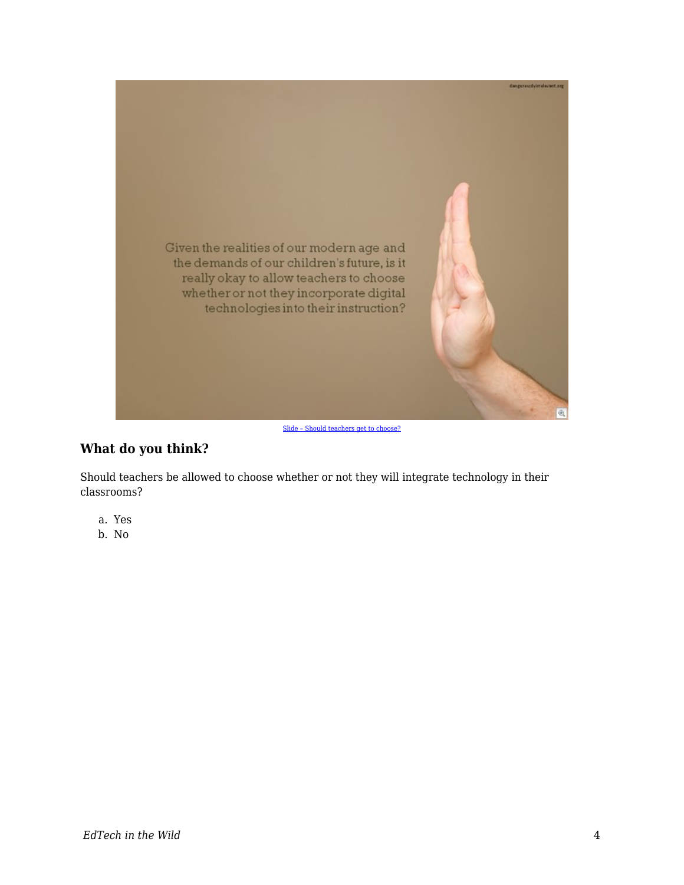Given the realities of our modern age and the demands of our children's future, is it really okay to allow teachers to choose whether or not they incorporate digital technologies into their instruction?

Slide – Should teachers get to choose?

### What do you think?

Should teachers be allowed to choose whether or not they will integrate technology in their classrooms?

a. Yes
b. No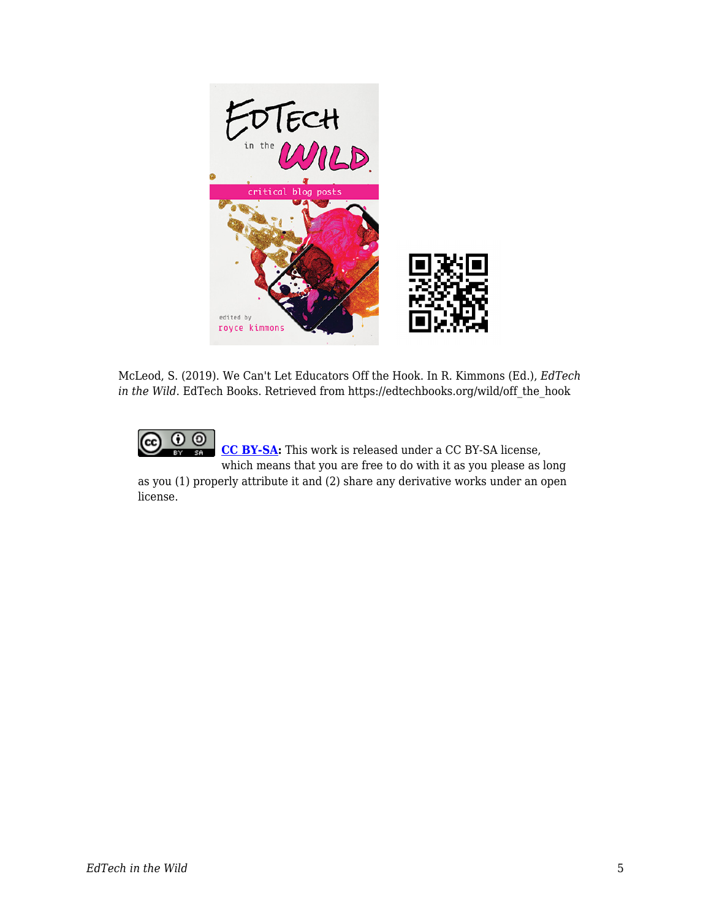McLeod, S. (2019). We Can't Let Educators Off the Hook. In R. Kimmons (Ed.), *EdTech in the Wild*. EdTech Books. Retrieved from https://edtechbooks.org/wild/off_the_hook

**CC BY-SA:** This work is released under a CC BY-SA license, which means that you are free to do with it as you please as long as you (1) properly attribute it and (2) share any derivative works under an open license.